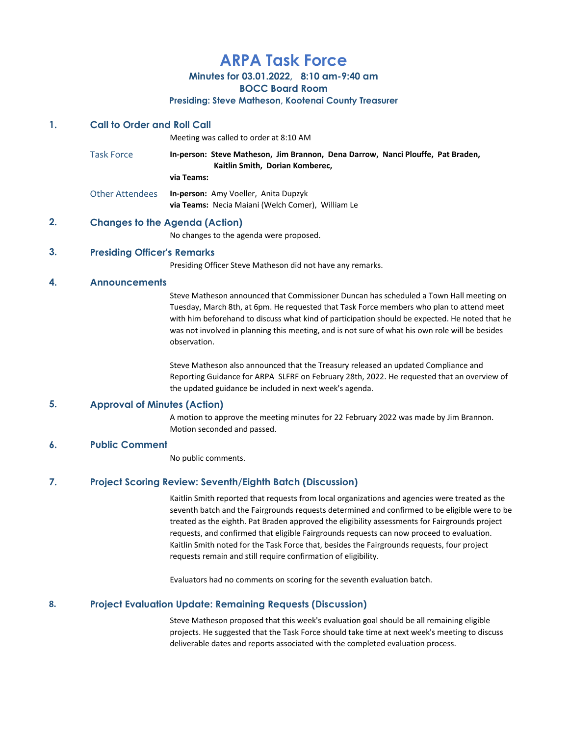# ARPA Task Force

**Minutes for 03.01.2022, 8:10 am-9:40 am**
**BOCC Board Room**
**Presiding: Steve Matheson, Kootenai County Treasurer**

## 1. Call to Order and Roll Call

Meeting was called to order at 8:10 AM

**Task Force**

**In-person:** **Steve Matheson, Jim Brannon, Dena Darrow, Nanci Plouffe, Pat Braden, Kaitlin Smith, Dorian Komberec,**

**via Teams:**

**Other Attendees**

**In-person:** Amy Voeller, Anita Dupzyk

**via Teams:** Necia Maiani (Welch Comer), William Le

## 2. Changes to the Agenda (Action)

No changes to the agenda were proposed.

## 3. Presiding Officer's Remarks

Presiding Officer Steve Matheson did not have any remarks.

## 4. Announcements

Steve Matheson announced that Commissioner Duncan has scheduled a Town Hall meeting on Tuesday, March 8th, at 6pm. He requested that Task Force members who plan to attend meet with him beforehand to discuss what kind of participation should be expected. He noted that he was not involved in planning this meeting, and is not sure of what his own role will be besides observation.

Steve Matheson also announced that the Treasury released an updated Compliance and Reporting Guidance for ARPA SLFRF on February 28th, 2022. He requested that an overview of the updated guidance be included in next week's agenda.

## 5. Approval of Minutes (Action)

A motion to approve the meeting minutes for 22 February 2022 was made by Jim Brannon. Motion seconded and passed.

## 6. Public Comment

No public comments.

## 7. Project Scoring Review: Seventh/Eighth Batch (Discussion)

Kaitlin Smith reported that requests from local organizations and agencies were treated as the seventh batch and the Fairgrounds requests determined and confirmed to be eligible were to be treated as the eighth. Pat Braden approved the eligibility assessments for Fairgrounds project requests, and confirmed that eligible Fairgrounds requests can now proceed to evaluation. Kaitlin Smith noted for the Task Force that, besides the Fairgrounds requests, four project requests remain and still require confirmation of eligibility.

Evaluators had no comments on scoring for the seventh evaluation batch.

## 8. Project Evaluation Update: Remaining Requests (Discussion)

Steve Matheson proposed that this week's evaluation goal should be all remaining eligible projects. He suggested that the Task Force should take time at next week's meeting to discuss deliverable dates and reports associated with the completed evaluation process.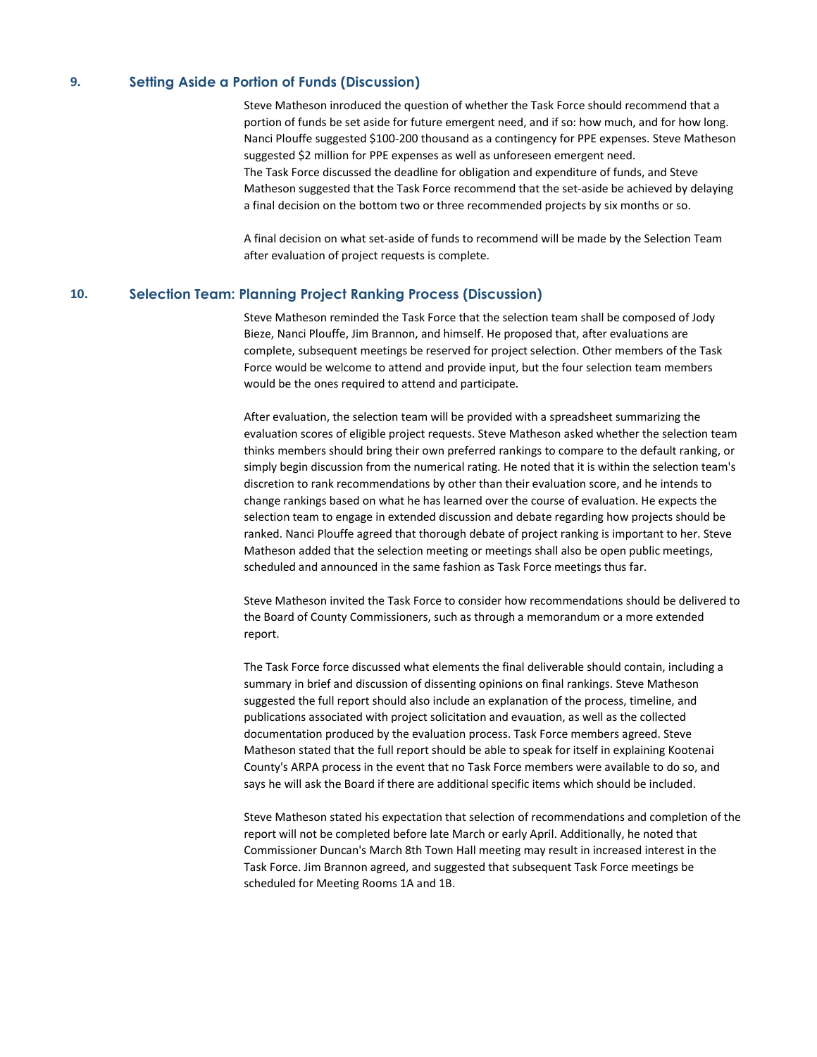## 9. Setting Aside a Portion of Funds (Discussion)

Steve Matheson inroduced the question of whether the Task Force should recommend that a portion of funds be set aside for future emergent need, and if so: how much, and for how long. Nanci Plouffe suggested $100-200 thousand as a contingency for PPE expenses. Steve Matheson suggested $2 million for PPE expenses as well as unforeseen emergent need.
The Task Force discussed the deadline for obligation and expenditure of funds, and Steve Matheson suggested that the Task Force recommend that the set-aside be achieved by delaying a final decision on the bottom two or three recommended projects by six months or so.

A final decision on what set-aside of funds to recommend will be made by the Selection Team after evaluation of project requests is complete.

## 10. Selection Team: Planning Project Ranking Process (Discussion)

Steve Matheson reminded the Task Force that the selection team shall be composed of Jody Bieze, Nanci Plouffe, Jim Brannon, and himself. He proposed that, after evaluations are complete, subsequent meetings be reserved for project selection. Other members of the Task Force would be welcome to attend and provide input, but the four selection team members would be the ones required to attend and participate.

After evaluation, the selection team will be provided with a spreadsheet summarizing the evaluation scores of eligible project requests. Steve Matheson asked whether the selection team thinks members should bring their own preferred rankings to compare to the default ranking, or simply begin discussion from the numerical rating. He noted that it is within the selection team's discretion to rank recommendations by other than their evaluation score, and he intends to change rankings based on what he has learned over the course of evaluation. He expects the selection team to engage in extended discussion and debate regarding how projects should be ranked. Nanci Plouffe agreed that thorough debate of project ranking is important to her. Steve Matheson added that the selection meeting or meetings shall also be open public meetings, scheduled and announced in the same fashion as Task Force meetings thus far.

Steve Matheson invited the Task Force to consider how recommendations should be delivered to the Board of County Commissioners, such as through a memorandum or a more extended report.

The Task Force force discussed what elements the final deliverable should contain, including a summary in brief and discussion of dissenting opinions on final rankings. Steve Matheson suggested the full report should also include an explanation of the process, timeline, and publications associated with project solicitation and evauation, as well as the collected documentation produced by the evaluation process. Task Force members agreed. Steve Matheson stated that the full report should be able to speak for itself in explaining Kootenai County's ARPA process in the event that no Task Force members were available to do so, and says he will ask the Board if there are additional specific items which should be included.

Steve Matheson stated his expectation that selection of recommendations and completion of the report will not be completed before late March or early April. Additionally, he noted that Commissioner Duncan's March 8th Town Hall meeting may result in increased interest in the Task Force. Jim Brannon agreed, and suggested that subsequent Task Force meetings be scheduled for Meeting Rooms 1A and 1B.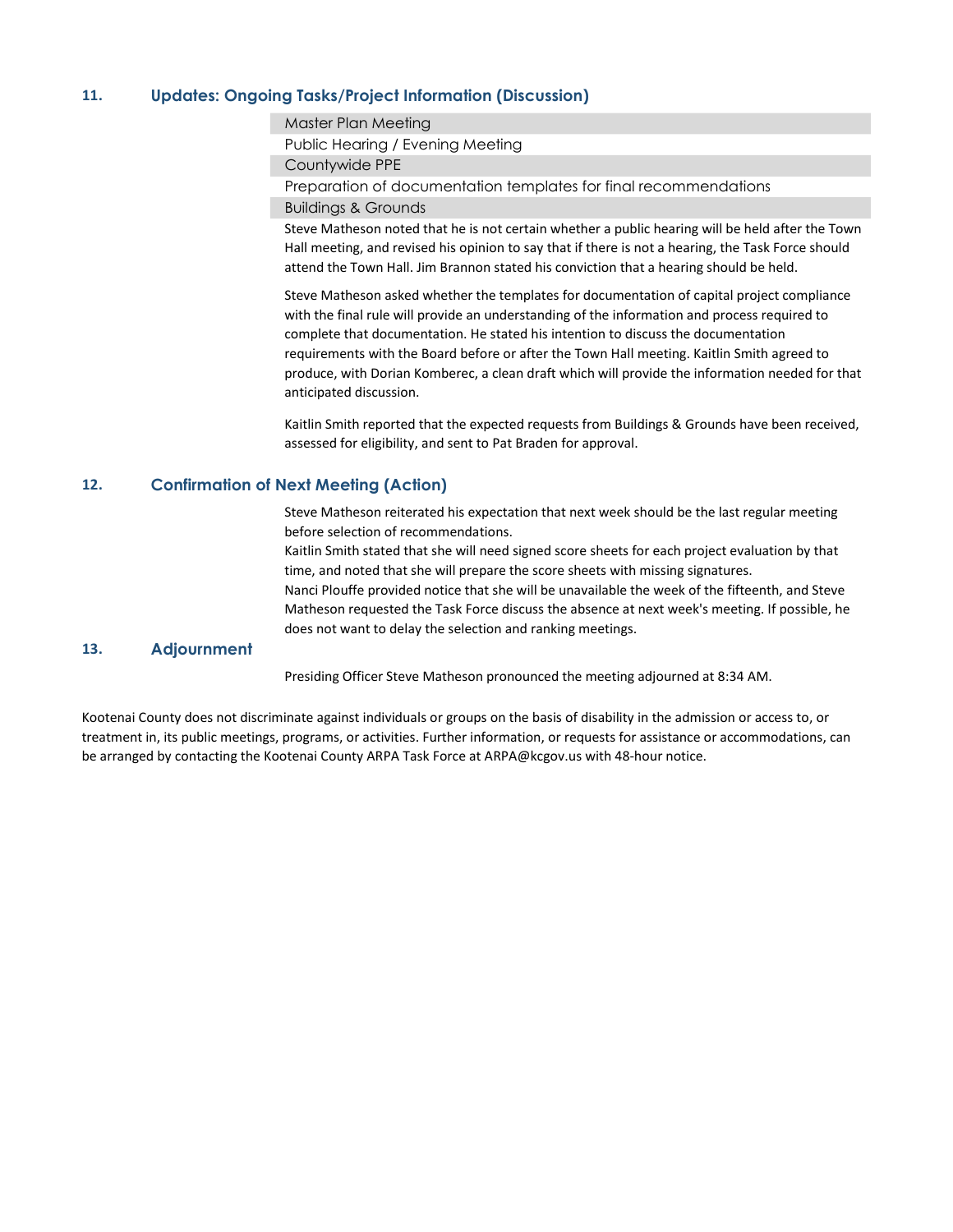## 11. Updates: Ongoing Tasks/Project Information (Discussion)

| |
|---|
| Master Plan Meeting |
| Public Hearing / Evening Meeting |
| Countywide PPE |
| Preparation of documentation templates for final recommendations |
| Buildings & Grounds |

Steve Matheson noted that he is not certain whether a public hearing will be held after the Town Hall meeting, and revised his opinion to say that if there is not a hearing, the Task Force should attend the Town Hall. Jim Brannon stated his conviction that a hearing should be held.

Steve Matheson asked whether the templates for documentation of capital project compliance with the final rule will provide an understanding of the information and process required to complete that documentation. He stated his intention to discuss the documentation requirements with the Board before or after the Town Hall meeting. Kaitlin Smith agreed to produce, with Dorian Komberec, a clean draft which will provide the information needed for that anticipated discussion.

Kaitlin Smith reported that the expected requests from Buildings & Grounds have been received, assessed for eligibility, and sent to Pat Braden for approval.

## 12. Confirmation of Next Meeting (Action)

Steve Matheson reiterated his expectation that next week should be the last regular meeting before selection of recommendations.
Kaitlin Smith stated that she will need signed score sheets for each project evaluation by that time, and noted that she will prepare the score sheets with missing signatures.
Nanci Plouffe provided notice that she will be unavailable the week of the fifteenth, and Steve Matheson requested the Task Force discuss the absence at next week's meeting. If possible, he does not want to delay the selection and ranking meetings.

## 13. Adjournment

Presiding Officer Steve Matheson pronounced the meeting adjourned at 8:34 AM.

Kootenai County does not discriminate against individuals or groups on the basis of disability in the admission or access to, or treatment in, its public meetings, programs, or activities. Further information, or requests for assistance or accommodations, can be arranged by contacting the Kootenai County ARPA Task Force at ARPA@kcgov.us with 48-hour notice.